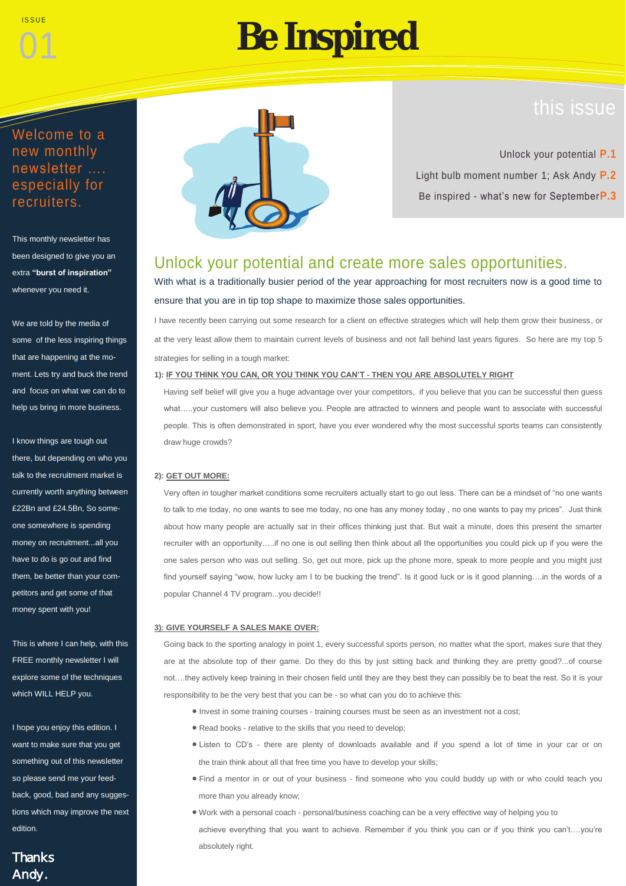ISSUE 01

# Be Inspired

Welcome to a new monthly newsletter .... especially for recruiters.

This monthly newsletter has been designed to give you an extra **"burst of inspiration"** whenever you need it.

We are told by the media of some of the less inspiring things that are happening at the moment. Lets try and buck the trend and focus on what we can do to help us bring in more business.

I know things are tough out there, but depending on who you talk to the recruitment market is currently worth anything between £22Bn and £24.5Bn, So someone somewhere is spending money on recruitment...all you have to do is go out and find them, be better than your competitors and get some of that money spent with you!

This is where I can help, with this FREE monthly newsletter I will explore some of the techniques which WILL HELP you.

I hope you enjoy this edition. I want to make sure that you get something out of this newsletter so please send me your feedback, good, bad and any suggestions which may improve the next edition.

Thanks
Andy.

## this issue

- Unlock your potential **P.1**
- Light bulb moment number 1; Ask Andy **P.2**
- Be inspired - what's new for September **P.3**

## Unlock your potential and create more sales opportunities.

With what is a traditionally busier period of the year approaching for most recruiters now is a good time to ensure that you are in tip top shape to maximize those sales opportunities.

I have recently been carrying out some research for a client on effective strategies which will help them grow their business, or at the very least allow them to maintain current levels of business and not fall behind last years figures. So here are my top 5 strategies for selling in a tough market:

**1): IF YOU THINK YOU CAN, OR YOU THINK YOU CAN'T - THEN YOU ARE ABSOLUTELY RIGHT**

Having self belief will give you a huge advantage over your competitors, if you believe that you can be successful then guess what…..your customers will also believe you. People are attracted to winners and people want to associate with successful people. This is often demonstrated in sport, have you ever wondered why the most successful sports teams can consistently draw huge crowds?

**2): GET OUT MORE:**

Very often in tougher market conditions some recruiters actually start to go out less. There can be a mindset of "no one wants to talk to me today, no one wants to see me today, no one has any money today , no one wants to pay my prices". Just think about how many people are actually sat in their offices thinking just that. But wait a minute, does this present the smarter recruiter with an opportunity…..if no one is out selling then think about all the opportunities you could pick up if you were the one sales person who was out selling. So, get out more, pick up the phone more, speak to more people and you might just find yourself saying "wow, how lucky am I to be bucking the trend". Is it good luck or is it good planning….in the words of a popular Channel 4 TV program...you decide!!

**3): GIVE YOURSELF A SALES MAKE OVER:**

Going back to the sporting analogy in point 1, every successful sports person, no matter what the sport, makes sure that they are at the absolute top of their game. Do they do this by just sitting back and thinking they are pretty good?...of course not….they actively keep training in their chosen field until they are they best they can possibly be to beat the rest. So it is your responsibility to be the very best that you can be - so what can you do to achieve this:

- Invest in some training courses - training courses must be seen as an investment not a cost;
- Read books - relative to the skills that you need to develop;
- Listen to CD's - there are plenty of downloads available and if you spend a lot of time in your car or on the train think about all that free time you have to develop your skills;
- Find a mentor in or out of your business - find someone who you could buddy up with or who could teach you more than you already know;
- Work with a personal coach - personal/business coaching can be a very effective way of helping you to achieve everything that you want to achieve. Remember if you think you can or if you think you can't….you're absolutely right.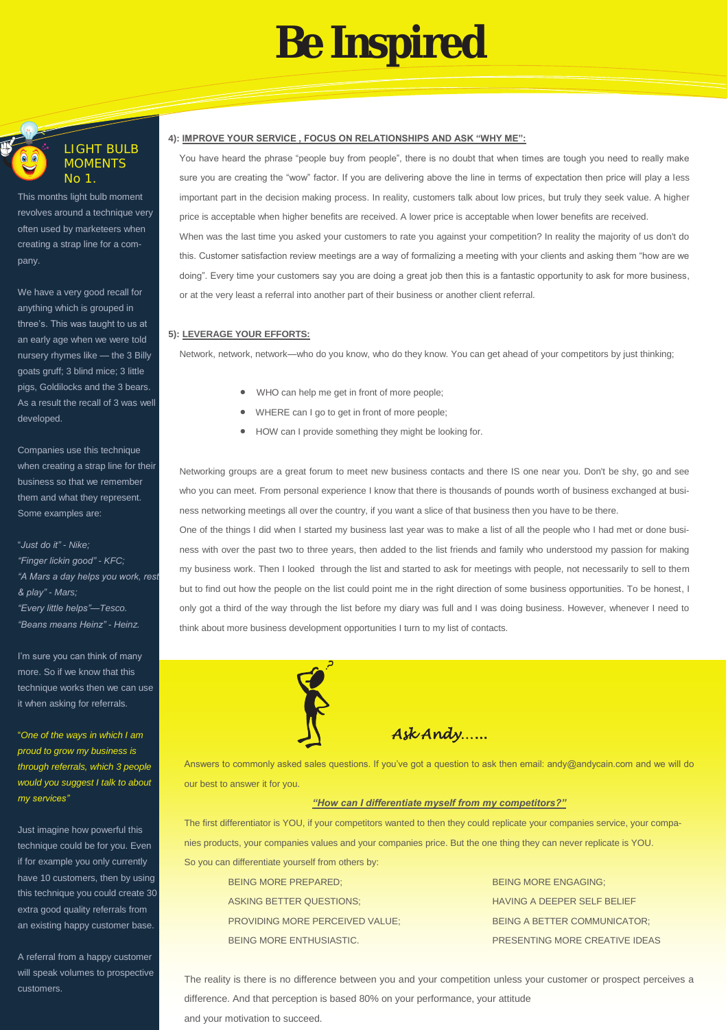# Be Inspired

## LIGHT BULB MOMENTS No 1.

This months light bulb moment revolves around a technique very often used by marketeers when creating a strap line for a company.

We have a very good recall for anything which is grouped in three's. This was taught to us at an early age when we were told nursery rhymes like — the 3 Billy goats gruff; 3 blind mice; 3 little pigs, Goldilocks and the 3 bears. As a result the recall of 3 was well developed.

Companies use this technique when creating a strap line for their business so that we remember them and what they represent. Some examples are:

"*Just do it" - Nike;*
*"Finger lickin good" - KFC;*
*"A Mars a day helps you work, rest & play" - Mars;*
*"Every little helps"—Tesco.*
*"Beans means Heinz" - Heinz.*

I'm sure you can think of many more. So if we know that this technique works then we can use it when asking for referrals.

"*One of the ways in which I am proud to grow my business is through referrals, which 3 people would you suggest I talk to about my services"*

Just imagine how powerful this technique could be for you. Even if for example you only currently have 10 customers, then by using this technique you could create 30 extra good quality referrals from an existing happy customer base.

A referral from a happy customer will speak volumes to prospective customers.

### 4): IMPROVE YOUR SERVICE , FOCUS ON RELATIONSHIPS AND ASK "WHY ME":

You have heard the phrase "people buy from people", there is no doubt that when times are tough you need to really make sure you are creating the "wow" factor. If you are delivering above the line in terms of expectation then price will play a less important part in the decision making process. In reality, customers talk about low prices, but truly they seek value. A higher price is acceptable when higher benefits are received. A lower price is acceptable when lower benefits are received.

When was the last time you asked your customers to rate you against your competition? In reality the majority of us don't do this. Customer satisfaction review meetings are a way of formalizing a meeting with your clients and asking them "how are we doing". Every time your customers say you are doing a great job then this is a fantastic opportunity to ask for more business, or at the very least a referral into another part of their business or another client referral.

### 5): LEVERAGE YOUR EFFORTS:

Network, network, network—who do you know, who do they know. You can get ahead of your competitors by just thinking;

- WHO can help me get in front of more people;
- WHERE can I go to get in front of more people;
- HOW can I provide something they might be looking for.

Networking groups are a great forum to meet new business contacts and there IS one near you. Don't be shy, go and see who you can meet. From personal experience I know that there is thousands of pounds worth of business exchanged at business networking meetings all over the country, if you want a slice of that business then you have to be there.

One of the things I did when I started my business last year was to make a list of all the people who I had met or done business with over the past two to three years, then added to the list friends and family who understood my passion for making my business work. Then I looked through the list and started to ask for meetings with people, not necessarily to sell to them but to find out how the people on the list could point me in the right direction of some business opportunities. To be honest, I only got a third of the way through the list before my diary was full and I was doing business. However, whenever I need to think about more business development opportunities I turn to my list of contacts.

## *Ask Andy......*

Answers to commonly asked sales questions. If you've got a question to ask then email: andy@andycain.com and we will do our best to answer it for you.

***"How can I differentiate myself from my competitors?"***

The first differentiator is YOU, if your competitors wanted to then they could replicate your companies service, your companies products, your companies values and your companies price. But the one thing they can never replicate is YOU.

So you can differentiate yourself from others by:

BEING MORE PREPARED;
ASKING BETTER QUESTIONS;
PROVIDING MORE PERCEIVED VALUE;
BEING MORE ENTHUSIASTIC.
BEING MORE ENGAGING;
HAVING A DEEPER SELF BELIEF
BEING A BETTER COMMUNICATOR;
PRESENTING MORE CREATIVE IDEAS

The reality is there is no difference between you and your competition unless your customer or prospect perceives a difference. And that perception is based 80% on your performance, your attitude and your motivation to succeed.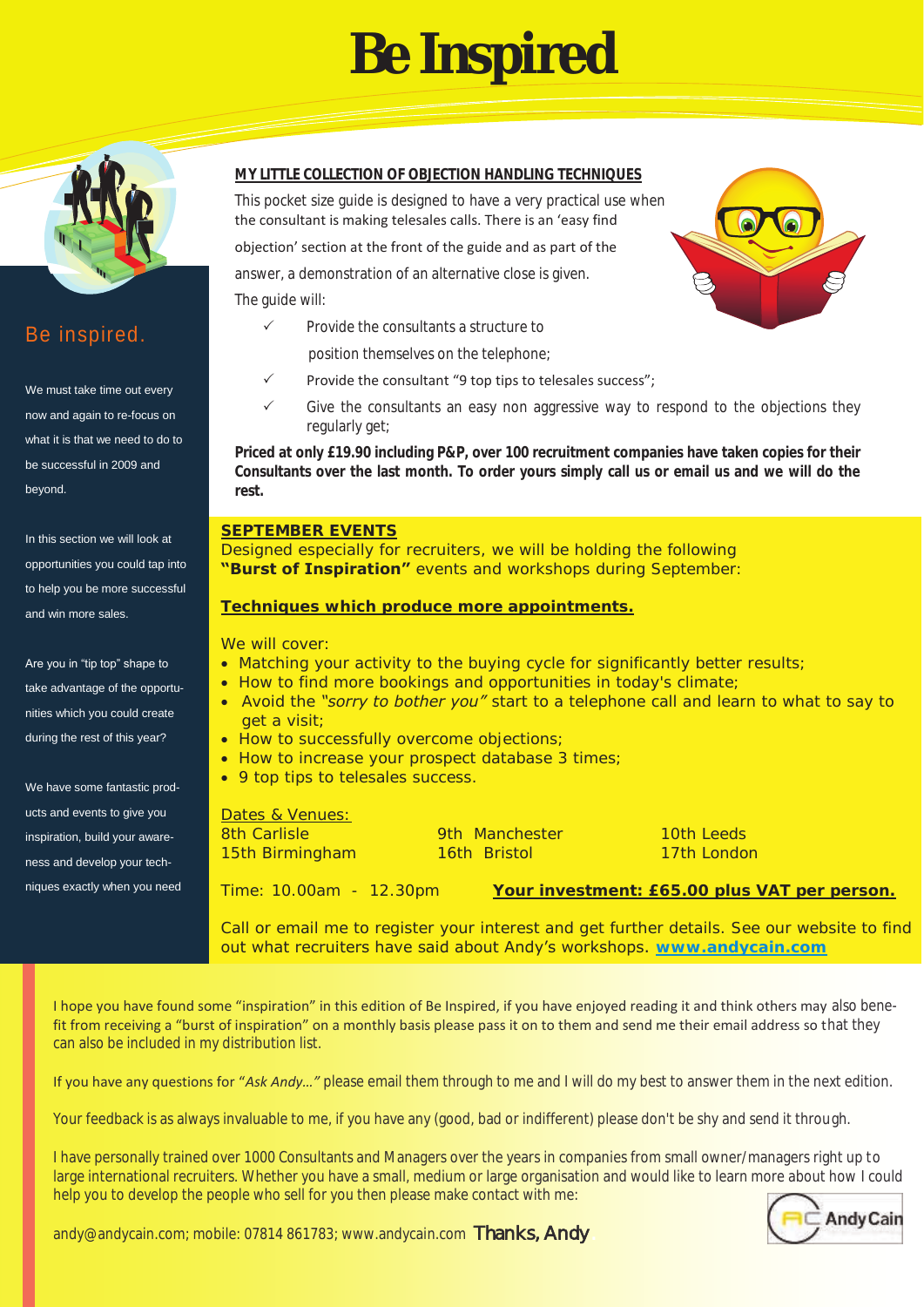# Be Inspired

## Be inspired.

We must take time out every now and again to re-focus on what it is that we need to do to be successful in 2009 and beyond.

In this section we will look at opportunities you could tap into to help you be more successful and win more sales.

Are you in "tip top" shape to take advantage of the opportunities which you could create during the rest of this year?

We have some fantastic products and events to give you inspiration, build your awareness and develop your techniques exactly when you need

### MY LITTLE COLLECTION OF OBJECTION HANDLING TECHNIQUES

This pocket size guide is designed to have a very practical use when the consultant is making telesales calls. There is an 'easy find objection' section at the front of the guide and as part of the answer, a demonstration of an alternative close is given.

The guide will:

- ✓ Provide the consultants a structure to position themselves on the telephone;
- ✓ Provide the consultant "9 top tips to telesales success";
- ✓ Give the consultants an easy non aggressive way to respond to the objections they regularly get;

**Priced at only £19.90 including P&P, over 100 recruitment companies have taken copies for their Consultants over the last month. To order yours simply call us or email us and we will do the rest.**

### SEPTEMBER EVENTS

Designed especially for recruiters, we will be holding the following **"Burst of Inspiration"** events and workshops during September:

**Techniques which produce more appointments.**

We will cover:

- Matching your activity to the buying cycle for significantly better results;
- How to find more bookings and opportunities in today's climate;
- Avoid the *"sorry to bother you"* start to a telephone call and learn to what to say to get a visit;
- How to successfully overcome objections;
- How to increase your prospect database 3 times;
- 9 top tips to telesales success.

Dates & Venues:

| | | |
|---|---|---|
| 8th Carlisle | 9th Manchester | 10th Leeds |
| 15th Birmingham | 16th Bristol | 17th London |

Time: 10.00am - 12.30pm **Your investment: £65.00 plus VAT per person.**

Call or email me to register your interest and get further details. See our website to find out what recruiters have said about Andy's workshops. **www.andycain.com**

I hope you have found some "inspiration" in this edition of Be Inspired, if you have enjoyed reading it and think others may also benefit from receiving a "burst of inspiration" on a monthly basis please pass it on to them and send me their email address so that they can also be included in my distribution list.

If you have any questions for *"Ask Andy…"* please email them through to me and I will do my best to answer them in the next edition.

Your feedback is as always invaluable to me, if you have any (good, bad or indifferent) please don't be shy and send it through.

I have personally trained over 1000 Consultants and Managers over the years in companies from small owner/managers right up to large international recruiters. Whether you have a small, medium or large organisation and would like to learn more about how I could help you to develop the people who sell for you then please make contact with me:

andy@andycain.com; mobile: 07814 861783; www.andycain.com Thanks, Andy

Andy Cain